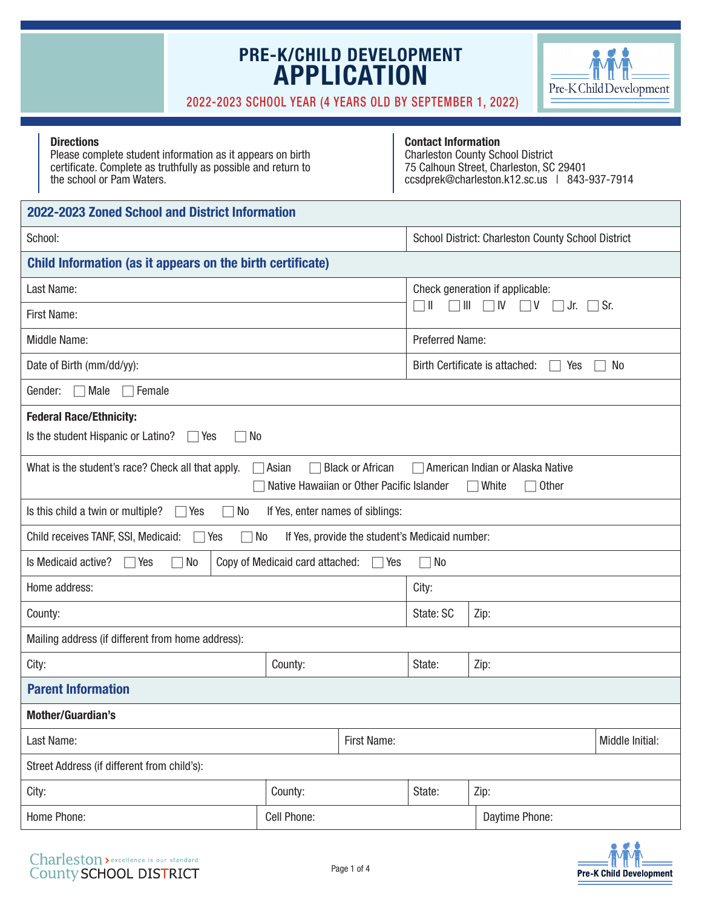# PRE-K/CHILD DEVELOPMENT APPLICATION

2022-2023 SCHOOL YEAR (4 YEARS OLD BY SEPTEMBER 1, 2022)

**Directions**
Please complete student information as it appears on birth certificate. Complete as truthfully as possible and return to the school or Pam Waters.

**Contact Information**
Charleston County School District
75 Calhoun Street, Charleston, SC 29401
ccsdprek@charleston.k12.sc.us | 843-937-7914

## 2022-2023 Zoned School and District Information

| School: | School District: Charleston County School District |
|---|---|

## Child Information (as it appears on the birth certificate)

| | |
|---|---|
| Last Name: | Check generation if applicable: ☐ II ☐ III ☐ IV ☐ V ☐ Jr. ☐ Sr. |
| First Name: | |
| Middle Name: | Preferred Name: |
| Date of Birth (mm/dd/yy): | Birth Certificate is attached: ☐ Yes ☐ No |

Gender: ☐ Male ☐ Female

**Federal Race/Ethnicity:**

Is the student Hispanic or Latino? ☐ Yes ☐ No

What is the student's race? Check all that apply. ☐ Asian ☐ Black or African ☐ American Indian or Alaska Native ☐ Native Hawaiian or Other Pacific Islander ☐ White ☐ Other

Is this child a twin or multiple? ☐ Yes ☐ No If Yes, enter names of siblings:

Child receives TANF, SSI, Medicaid: ☐ Yes ☐ No If Yes, provide the student's Medicaid number:

Is Medicaid active? ☐ Yes ☐ No | Copy of Medicaid card attached: ☐ Yes ☐ No

| | | | |
|---|---|---|---|
| Home address: | | City: | |
| County: | | State: SC | Zip: |
| Mailing address (if different from home address): | | | |
| City: | County: | State: | Zip: |

## Parent Information

**Mother/Guardian's**

| | | |
|---|---|---|
| Last Name: | First Name: | Middle Initial: |

Street Address (if different from child's):

| | | | |
|---|---|---|---|
| City: | County: | State: | Zip: |

| | | |
|---|---|---|
| Home Phone: | Cell Phone: | Daytime Phone: |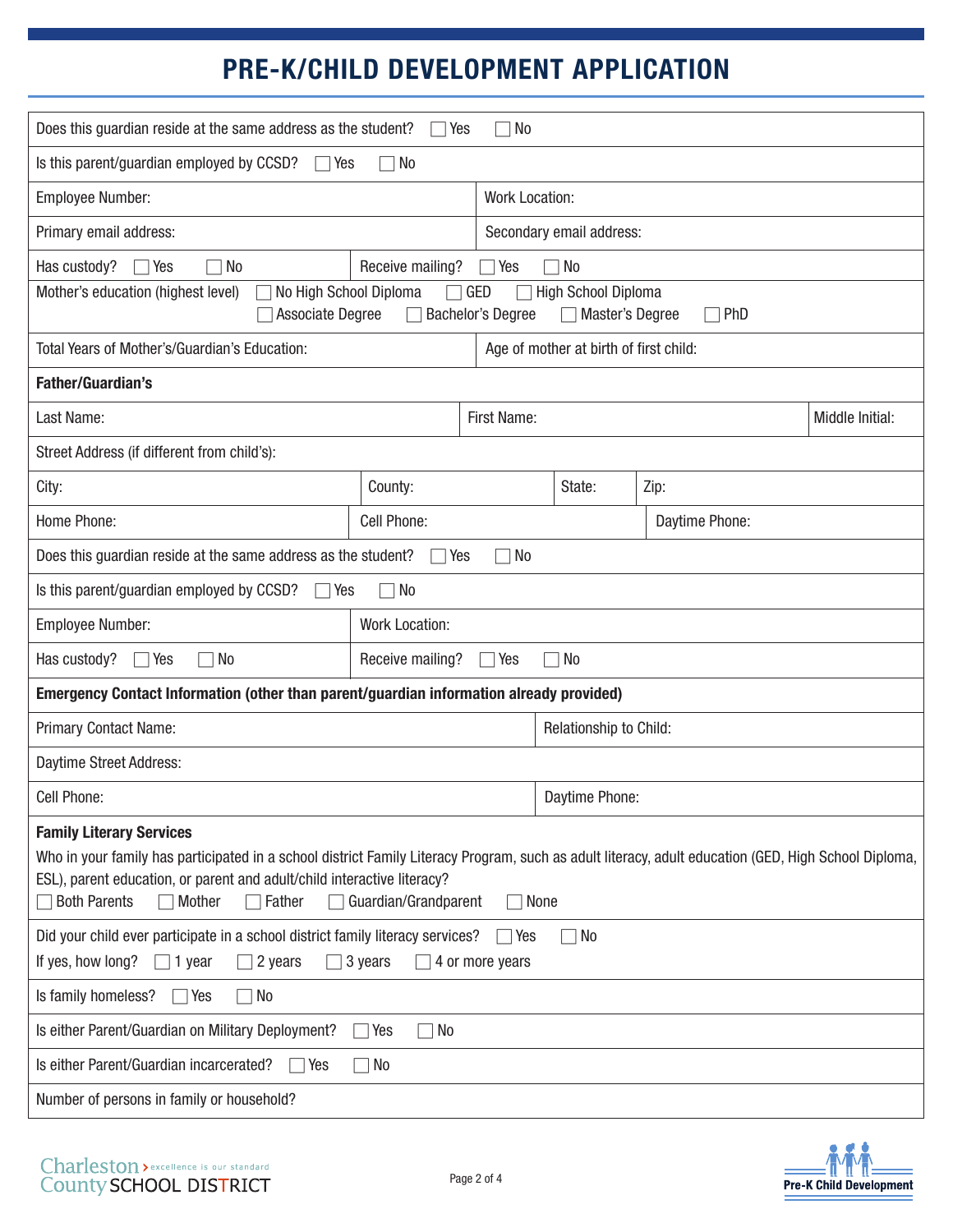# PRE-K/CHILD DEVELOPMENT APPLICATION

Does this guardian reside at the same address as the student? ☐ Yes ☐ No

Is this parent/guardian employed by CCSD? ☐ Yes ☐ No

| Employee Number: | Work Location: |
|---|---|
| Primary email address: | Secondary email address: |
| Has custody? ☐ Yes ☐ No | Receive mailing? ☐ Yes ☐ No |

Mother's education (highest level) ☐ No High School Diploma ☐ GED ☐ High School Diploma ☐ Associate Degree ☐ Bachelor's Degree ☐ Master's Degree ☐ PhD

| Total Years of Mother's/Guardian's Education: | Age of mother at birth of first child: |
|---|---|

**Father/Guardian's**

| Last Name: | First Name: | Middle Initial: |
|---|---|---|

Street Address (if different from child's):

| City: | County: | State: | Zip: |
|---|---|---|---|

| Home Phone: | Cell Phone: | Daytime Phone: |
|---|---|---|

Does this guardian reside at the same address as the student? ☐ Yes ☐ No

Is this parent/guardian employed by CCSD? ☐ Yes ☐ No

| Employee Number: | Work Location: |
|---|---|
| Has custody? ☐ Yes ☐ No | Receive mailing? ☐ Yes ☐ No |

**Emergency Contact Information (other than parent/guardian information already provided)**

| Primary Contact Name: | Relationship to Child: |
|---|---|

Daytime Street Address:

| Cell Phone: | Daytime Phone: |
|---|---|

**Family Literary Services**

Who in your family has participated in a school district Family Literacy Program, such as adult literacy, adult education (GED, High School Diploma, ESL), parent education, or parent and adult/child interactive literacy?
☐ Both Parents ☐ Mother ☐ Father ☐ Guardian/Grandparent ☐ None

Did your child ever participate in a school district family literacy services? ☐ Yes ☐ No
If yes, how long? ☐ 1 year ☐ 2 years ☐ 3 years ☐ 4 or more years

Is family homeless? ☐ Yes ☐ No

Is either Parent/Guardian on Military Deployment? ☐ Yes ☐ No

Is either Parent/Guardian incarcerated? ☐ Yes ☐ No

Number of persons in family or household?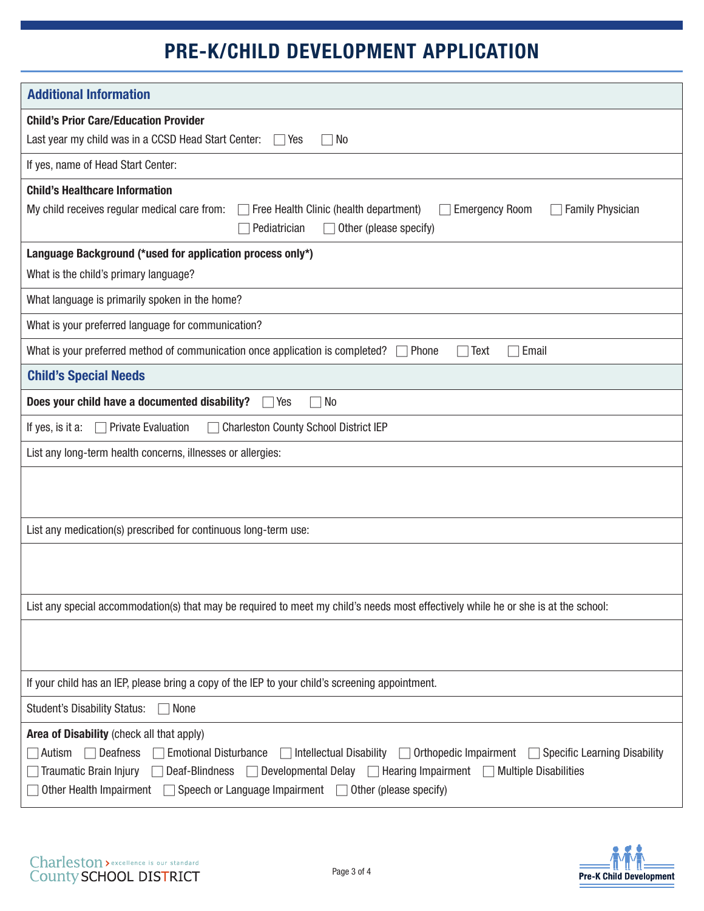# PRE-K/CHILD DEVELOPMENT APPLICATION

## Additional Information

**Child's Prior Care/Education Provider**

Last year my child was in a CCSD Head Start Center: ☐ Yes ☐ No

If yes, name of Head Start Center:

**Child's Healthcare Information**

My child receives regular medical care from: ☐ Free Health Clinic (health department) ☐ Emergency Room ☐ Family Physician ☐ Pediatrician ☐ Other (please specify)

**Language Background (*used for application process only*)**

What is the child's primary language?

What language is primarily spoken in the home?

What is your preferred language for communication?

What is your preferred method of communication once application is completed? ☐ Phone ☐ Text ☐ Email

## Child's Special Needs

**Does your child have a documented disability?** ☐ Yes ☐ No

If yes, is it a: ☐ Private Evaluation ☐ Charleston County School District IEP

List any long-term health concerns, illnesses or allergies:

List any medication(s) prescribed for continuous long-term use:

List any special accommodation(s) that may be required to meet my child's needs most effectively while he or she is at the school:

If your child has an IEP, please bring a copy of the IEP to your child's screening appointment.

Student's Disability Status: ☐ None

**Area of Disability** (check all that apply)

☐ Autism ☐ Deafness ☐ Emotional Disturbance ☐ Intellectual Disability ☐ Orthopedic Impairment ☐ Specific Learning Disability ☐ Traumatic Brain Injury ☐ Deaf-Blindness ☐ Developmental Delay ☐ Hearing Impairment ☐ Multiple Disabilities ☐ Other Health Impairment ☐ Speech or Language Impairment ☐ Other (please specify)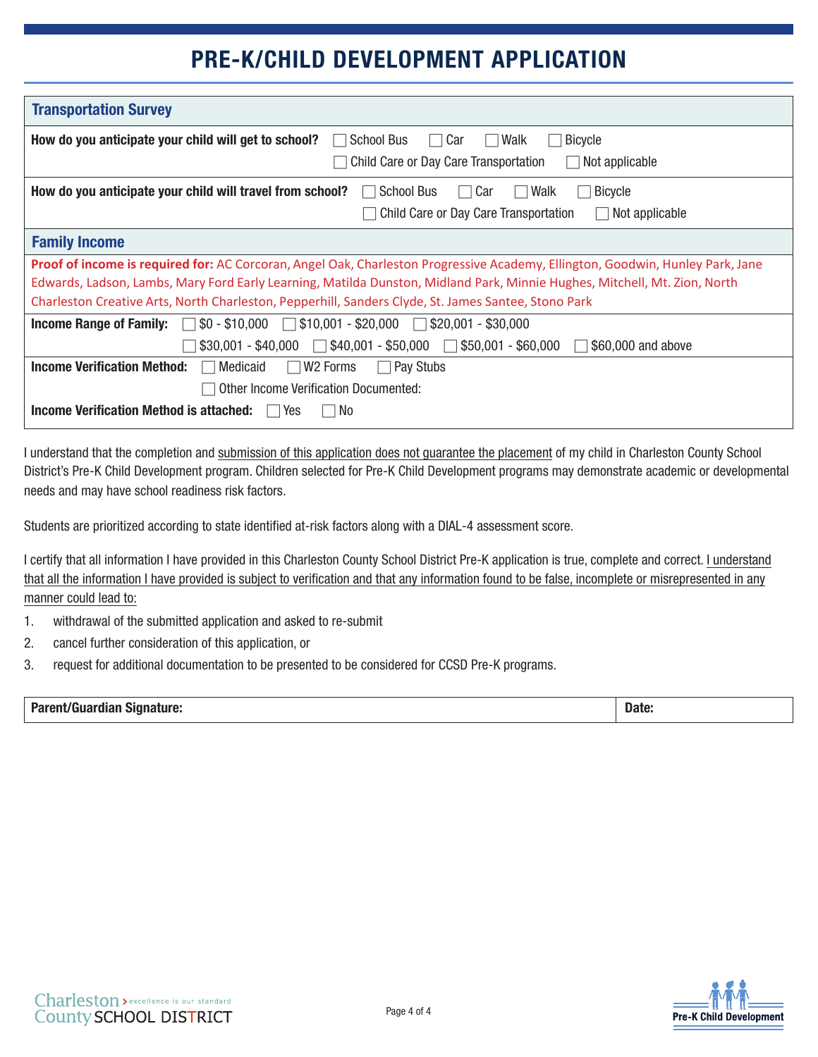# PRE-K/CHILD DEVELOPMENT APPLICATION

## Transportation Survey

**How do you anticipate your child will get to school?** ☐ School Bus ☐ Car ☐ Walk ☐ Bicycle ☐ Child Care or Day Care Transportation ☐ Not applicable

**How do you anticipate your child will travel from school?** ☐ School Bus ☐ Car ☐ Walk ☐ Bicycle ☐ Child Care or Day Care Transportation ☐ Not applicable

## Family Income

**Proof of income is required for:** AC Corcoran, Angel Oak, Charleston Progressive Academy, Ellington, Goodwin, Hunley Park, Jane Edwards, Ladson, Lambs, Mary Ford Early Learning, Matilda Dunston, Midland Park, Minnie Hughes, Mitchell, Mt. Zion, North Charleston Creative Arts, North Charleston, Pepperhill, Sanders Clyde, St. James Santee, Stono Park

**Income Range of Family:** ☐ $0 - $10,000 ☐ $10,001 - $20,000 ☐ $20,001 - $30,000 ☐ $30,001 - $40,000 ☐ $40,001 - $50,000 ☐ $50,001 - $60,000 ☐ $60,000 and above

**Income Verification Method:** ☐ Medicaid ☐ W2 Forms ☐ Pay Stubs ☐ Other Income Verification Documented:

**Income Verification Method is attached:** ☐ Yes ☐ No

I understand that the completion and submission of this application does not guarantee the placement of my child in Charleston County School District's Pre-K Child Development program. Children selected for Pre-K Child Development programs may demonstrate academic or developmental needs and may have school readiness risk factors.

Students are prioritized according to state identified at-risk factors along with a DIAL-4 assessment score.

I certify that all information I have provided in this Charleston County School District Pre-K application is true, complete and correct. I understand that all the information I have provided is subject to verification and that any information found to be false, incomplete or misrepresented in any manner could lead to:

1. withdrawal of the submitted application and asked to re-submit
2. cancel further consideration of this application, or
3. request for additional documentation to be presented to be considered for CCSD Pre-K programs.

| **Parent/Guardian Signature:** | **Date:** |
|---|---|
| | |